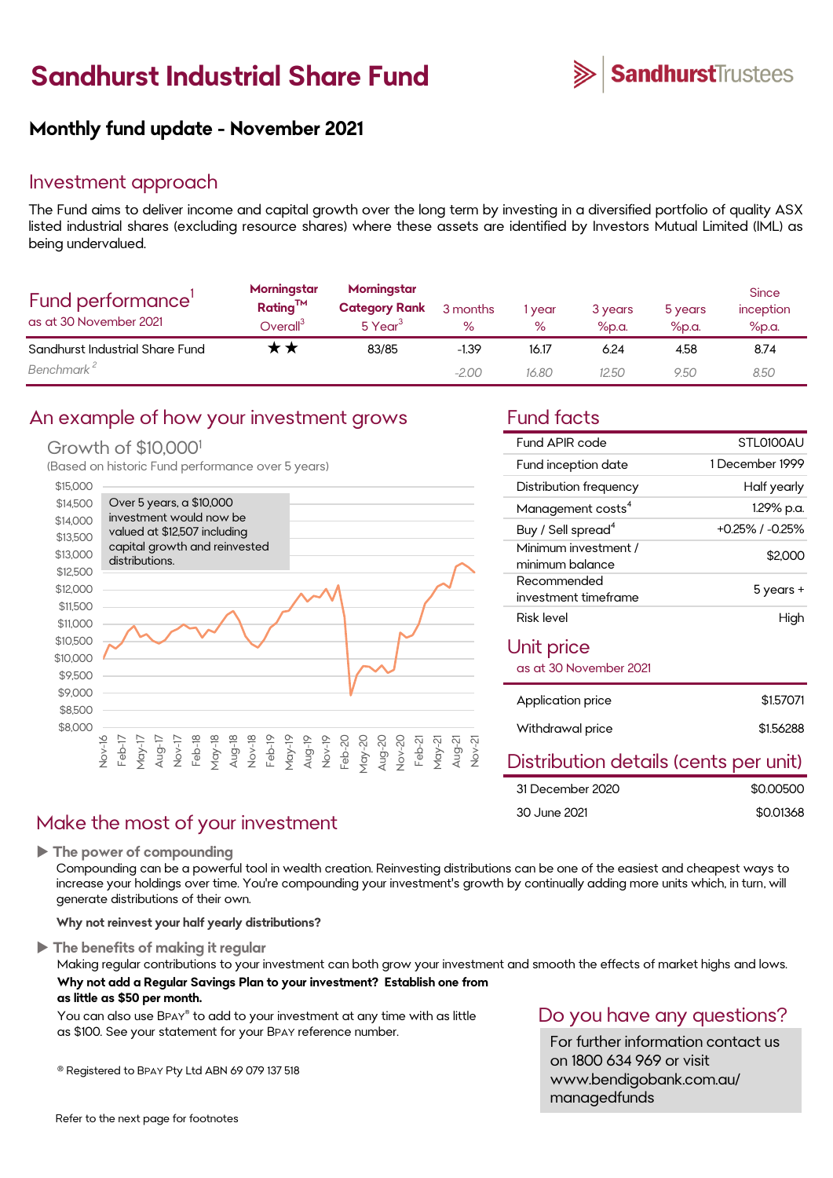# Sandhurst Industrial Share Fund

SandhurstTrustees

## Monthly fund update - November 2021

## Investment approach

The Fund aims to deliver income and capital growth over the long term by investing in a diversified portfolio of quality ASX listed industrial shares (excluding resource shares) where these assets are identified by Investors Mutual Limited (IML) as being undervalued.

| Fund performance[1] as at 30 November 2021 | Morningstar Rating™ Overall[3] | Morningstar Category Rank 5 Year[3] | 3 months % | 1 year % | 3 years %p.a. | 5 years %p.a. | Since inception %p.a. |
|---|---|---|---|---|---|---|---|
| Sandhurst Industrial Share Fund | ★★ | 83/85 | -1.39 | 16.17 | 6.24 | 4.58 | 8.74 |
| *Benchmark [2]* | | | *-2.00* | *16.80* | *12.50* | *9.50* | *8.50* |

## An example of how your investment grows

### Growth of $10,000[1]

(Based on historic Fund performance over 5 years)

Over 5 years, a $10,000 investment would now be valued at $12,507 including capital growth and reinvested distributions.

## Fund facts

| | |
|---|---|
| Fund APIR code | STL0100AU |
| Fund inception date | 1 December 1999 |
| Distribution frequency | Half yearly |
| Management costs[4] | 1.29% p.a. |
| Buy / Sell spread[4] | +0.25% / -0.25% |
| Minimum investment / minimum balance | $2,000 |
| Recommended investment timeframe | 5 years + |
| Risk level | High |

## Unit price

as at 30 November 2021

| | |
|---|---|
| Application price | $1.57071 |
| Withdrawal price | $1.56288 |

## Distribution details (cents per unit)

| | |
|---|---|
| 31 December 2020 | $0.00500 |
| 30 June 2021 | $0.01368 |

## Make the most of your investment

▶ **The power of compounding**

Compounding can be a powerful tool in wealth creation. Reinvesting distributions can be one of the easiest and cheapest ways to increase your holdings over time. You're compounding your investment's growth by continually adding more units which, in turn, will generate distributions of their own.

**Why not reinvest your half yearly distributions?**

▶ **The benefits of making it regular**

Making regular contributions to your investment can both grow your investment and smooth the effects of market highs and lows.

**Why not add a Regular Savings Plan to your investment? Establish one from as little as $50 per month.**

You can also use BPAY® to add to your investment at any time with as little as $100. See your statement for your BPAY reference number.

® Registered to BPAY Pty Ltd ABN 69 079 137 518

## Do you have any questions?

For further information contact us on 1800 634 969 or visit www.bendigobank.com.au/managedfunds

Refer to the next page for footnotes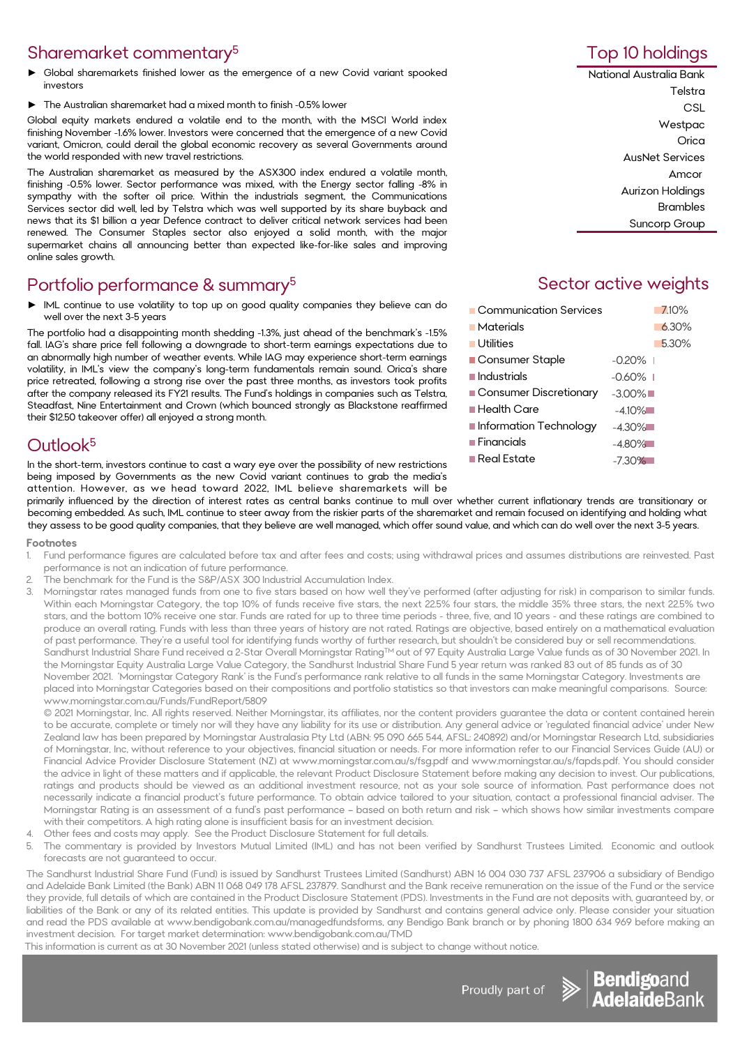## Sharemarket commentary[5]

- Global sharemarkets finished lower as the emergence of a new Covid variant spooked investors
- The Australian sharemarket had a mixed month to finish -0.5% lower

Global equity markets endured a volatile end to the month, with the MSCI World index finishing November -1.6% lower. Investors were concerned that the emergence of a new Covid variant, Omicron, could derail the global economic recovery as several Governments around the world responded with new travel restrictions.

The Australian sharemarket as measured by the ASX300 index endured a volatile month, finishing -0.5% lower. Sector performance was mixed, with the Energy sector falling -8% in sympathy with the softer oil price. Within the industrials segment, the Communications Services sector did well, led by Telstra which was well supported by its share buyback and news that its $1 billion a year Defence contract to deliver critical network services had been renewed. The Consumer Staples sector also enjoyed a solid month, with the major supermarket chains all announcing better than expected like-for-like sales and improving online sales growth.

## Portfolio performance & summary[5]

- IML continue to use volatility to top up on good quality companies they believe can do well over the next 3-5 years

The portfolio had a disappointing month shedding -1.3%, just ahead of the benchmark's -1.5% fall. IAG's share price fell following a downgrade to short-term earnings expectations due to an abnormally high number of weather events. While IAG may experience short-term earnings volatility, in IML's view the company's long-term fundamentals remain sound. Orica's share price retreated, following a strong rise over the past three months, as investors took profits after the company released its FY21 results. The Fund's holdings in companies such as Telstra, Steadfast, Nine Entertainment and Crown (which bounced strongly as Blackstone reaffirmed their $12.50 takeover offer) all enjoyed a strong month.

## Outlook[5]

In the short-term, investors continue to cast a wary eye over the possibility of new restrictions being imposed by Governments as the new Covid variant continues to grab the media's attention. However, as we head toward 2022, IML believe sharemarkets will be primarily influenced by the direction of interest rates as central banks continue to mull over whether current inflationary trends are transitionary or becoming embedded. As such, IML continue to steer away from the riskier parts of the sharemarket and remain focused on identifying and holding what they assess to be good quality companies, that they believe are well managed, which offer sound value, and which can do well over the next 3-5 years.

## Top 10 holdings

- National Australia Bank
- Telstra
- CSL
- Westpac
- Orica
- AusNet Services
- Amcor
- Aurizon Holdings
- Brambles
- Suncorp Group

## Sector active weights

Communication Services 7.10%
Materials 6.30%
Utilities 5.30%
Consumer Staple -0.20%
Industrials -0.60%
Consumer Discretionary -3.00%
Health Care -4.10%
Information Technology -4.30%
Financials -4.80%
Real Estate -7.30%

### Footnotes

1. Fund performance figures are calculated before tax and after fees and costs; using withdrawal prices and assumes distributions are reinvested. Past performance is not an indication of future performance.
2. The benchmark for the Fund is the S&P/ASX 300 Industrial Accumulation Index.
3. Morningstar rates managed funds from one to five stars based on how well they've performed (after adjusting for risk) in comparison to similar funds. Within each Morningstar Category, the top 10% of funds receive five stars, the next 22.5% four stars, the middle 35% three stars, the next 22.5% two stars, and the bottom 10% receive one star. Funds are rated for up to three time periods - three, five, and 10 years - and these ratings are combined to produce an overall rating. Funds with less than three years of history are not rated. Ratings are objective, based entirely on a mathematical evaluation of past performance. They're a useful tool for identifying funds worthy of further research, but shouldn't be considered buy or sell recommendations. Sandhurst Industrial Share Fund received a 2-Star Overall Morningstar Rating™ out of 97 Equity Australia Large Value funds as of 30 November 2021. In the Morningstar Equity Australia Large Value Category, the Sandhurst Industrial Share Fund 5 year return was ranked 83 out of 85 funds as of 30 November 2021. 'Morningstar Category Rank' is the Fund's performance rank relative to all funds in the same Morningstar Category. Investments are placed into Morningstar Categories based on their compositions and portfolio statistics so that investors can make meaningful comparisons. Source: www.morningstar.com.au/Funds/FundReport/5809
   © 2021 Morningstar, Inc. All rights reserved. Neither Morningstar, its affiliates, nor the content providers guarantee the data or content contained herein to be accurate, complete or timely nor will they have any liability for its use or distribution. Any general advice or 'regulated financial advice' under New Zealand law has been prepared by Morningstar Australasia Pty Ltd (ABN: 95 090 665 544, AFSL: 240892) and/or Morningstar Research Ltd, subsidiaries of Morningstar, Inc, without reference to your objectives, financial situation or needs. For more information refer to our Financial Services Guide (AU) or Financial Advice Provider Disclosure Statement (NZ) at www.morningstar.com.au/s/fsg.pdf and www.morningstar.au/s/fapds.pdf. You should consider the advice in light of these matters and if applicable, the relevant Product Disclosure Statement before making any decision to invest. Our publications, ratings and products should be viewed as an additional investment resource, not as your sole source of information. Past performance does not necessarily indicate a financial product's future performance. To obtain advice tailored to your situation, contact a professional financial adviser. The Morningstar Rating is an assessment of a fund's past performance – based on both return and risk – which shows how similar investments compare with their competitors. A high rating alone is insufficient basis for an investment decision.
4. Other fees and costs may apply. See the Product Disclosure Statement for full details.
5. The commentary is provided by Investors Mutual Limited (IML) and has not been verified by Sandhurst Trustees Limited. Economic and outlook forecasts are not guaranteed to occur.

The Sandhurst Industrial Share Fund (Fund) is issued by Sandhurst Trustees Limited (Sandhurst) ABN 16 004 030 737 AFSL 237906 a subsidiary of Bendigo and Adelaide Bank Limited (the Bank) ABN 11 068 049 178 AFSL 237879. Sandhurst and the Bank receive remuneration on the issue of the Fund or the service they provide, full details of which are contained in the Product Disclosure Statement (PDS). Investments in the Fund are not deposits with, guaranteed by, or liabilities of the Bank or any of its related entities. This update is provided by Sandhurst and contains general advice only. Please consider your situation and read the PDS available at www.bendigobank.com.au/managedfundsforms, any Bendigo Bank branch or by phoning 1800 634 969 before making an investment decision. For target market determination: www.bendigobank.com.au/TMD

This information is current as at 30 November 2021 (unless stated otherwise) and is subject to change without notice.

Proudly part of Bendigo and Adelaide Bank